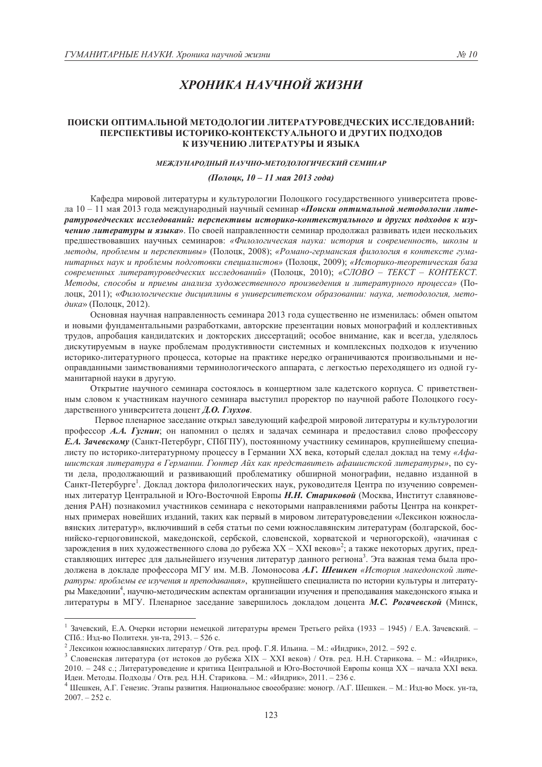# ХРОНИКА НАУЧНОЙ ЖИЗНИ

## ПОИСКИ ОПТИМАЛЬНОЙ МЕТОДОЛОГИИ ЛИТЕРАТУРОВЕДЧЕСКИХ ИССЛЕДОВАНИЙ: ПЕРСПЕКТИВЫ ИСТОРИКО-КОНТЕКСТУАЛЬНОГО И ДРУГИХ ПОДХОДОВ К ИЗУЧЕНИЮ ЛИТЕРАТУРЫ И ЯЗЫКА

*МЕЖДУНАРОДНЫЙ НАУЧНО-МЕТОДОЛОГИЧЕСКИЙ СЕМИНАР*

*(Полоцк, 10 – 11 мая 2013 года)*

Кафедра мировой литературы и культурологии Полоцкого государственного университета провела 10 – 11 мая 2013 года международный научный семинар **«*Поиски оптимальной методологии литературоведческих исследований: перспективы историко-контекстуального и других подходов к изучению литературы и языка*»**. По своей направленности семинар продолжал развивать идеи нескольких предшествовавших научных семинаров: *«Филологическая наука: история и современность, школы и методы, проблемы и перспективы»* (Полоцк, 2008); *«Романо-германская филология в контексте гуманитарных наук и проблемы подготовки специалистов»* (Полоцк, 2009); *«Историко-теоретическая база современных литературоведческих исследований»* (Полоцк, 2010); *«СЛОВО – ТЕКСТ – КОНТЕКСТ. Методы, способы и приемы анализа художественного произведения и литературного процесса»* (Полоцк, 2011); «*Филологические дисциплины в университетском образовании: наука, методология, методика*» (Полоцк, 2012).

Основная научная направленность семинара 2013 года существенно не изменилась: обмен опытом и новыми фундаментальными разработками, авторские презентации новых монографий и коллективных трудов, апробация кандидатских и докторских диссертаций; особое внимание, как и всегда, уделялось дискутируемым в науке проблемам продуктивности системных и комплексных подходов к изучению историко-литературного процесса, которые на практике нередко ограничиваются произвольными и неоправданными заимствованиями терминологического аппарата, с легкостью переходящего из одной гуманитарной науки в другую.

Открытие научного семинара состоялось в концертном зале кадетского корпуса. С приветственным словом к участникам научного семинара выступил проректор по научной работе Полоцкого государственного университета доцент ***Д.О. Глухов***.

Первое пленарное заседание открыл заведующий кафедрой мировой литературы и культурологии профессор ***А.А. Гугнин***; он напомнил о целях и задачах семинара и предоставил слово профессору ***Е.А. Зачевскому*** (Санкт-Петербург, СПбГПУ), постоянному участнику семинаров, крупнейшему специалисту по историко-литературному процессу в Германии ХХ века, который сделал доклад на тему *«Афашистская литература в Германии. Гюнтер Айх как представитель афашистской литературы»*, по сути дела, продолжающий и развивающий проблематику обширной монографии, недавно изданной в Санкт-Петербурге[1]. Доклад доктора филологических наук, руководителя Центра по изучению современных литератур Центральной и Юго-Восточной Европы ***Н.Н. Стариковой*** (Москва, Институт славяноведения РАН) познакомил участников семинара с некоторыми направлениями работы Центра на конкретных примерах новейших изданий, таких как первый в мировом литературоведении «Лексикон южнославянских литератур», включивший в себя статьи по семи южнославянским литературам (болгарской, боснийско-герцоговинской, македонской, сербской, словенской, хорватской и черногорской), «начиная с зарождения в них художественного слова до рубежа XX – XXI веков»[2]; а также некоторых других, представляющих интерес для дальнейшего изучения литератур данного региона[3]. Эта важная тема была продолжена в докладе профессора МГУ им. М.В. Ломоносова ***А.Г. Шешкен*** *«История македонской литературы: проблемы ее изучения и преподавания»*, крупнейшего специалиста по истории культуры и литературы Македонии[4], научно-методическим аспектам организации изучения и преподавания македонского языка и литературы в МГУ. Пленарное заседание завершилось докладом доцента ***М.С. Рогачевской*** (Минск,

---

[1] Зачевский, Е.А. Очерки истории немецкой литературы времен Третьего рейха (1933 – 1945) / Е.А. Зачевский. – СПб.: Изд-во Политехн. ун-та, 2913. – 526 с.

[2] Лексикон южнославянских литератур / Отв. ред. проф. Г.Я. Ильина. – М.: «Индрик», 2012. – 592 с.

[3] Словенская литература (от истоков до рубежа XIX – XXI веков) / Отв. ред. Н.Н. Старикова. – М.: «Индрик», 2010. – 248 с.; Литературоведение и критика Центральной и Юго-Восточной Европы конца ХХ – начала XXI века. Идеи. Методы. Подходы / Отв. ред. Н.Н. Старикова. – М.: «Индрик», 2011. – 236 с.

[4] Шешкен, А.Г. Генезис. Этапы развития. Национальное своеобразие: моногр. /А.Г. Шешкен. – М.: Изд-во Моск. ун-та, 2007. – 252 с.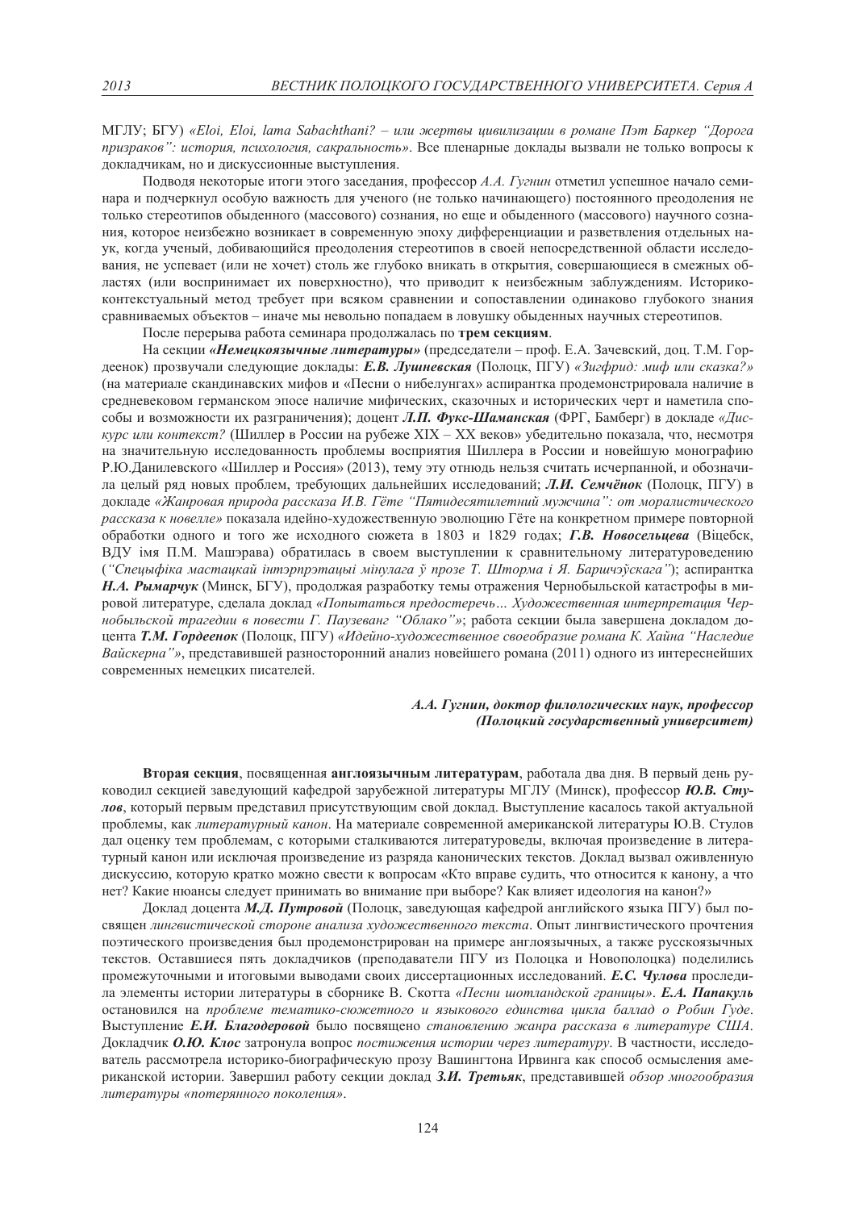МГЛУ; БГУ) *«Eloi, Eloi, lama Sabachthani? – или жертвы цивилизации в романе Пэт Баркер "Дорога призраков": история, психология, сакральность»*. Все пленарные доклады вызвали не только вопросы к докладчикам, но и дискуссионные выступления.

Подводя некоторые итоги этого заседания, профессор *А.А. Гугнин* отметил успешное начало семинара и подчеркнул особую важность для ученого (не только начинающего) постоянного преодоления не только стереотипов обыденного (массового) сознания, но еще и обыденного (массового) научного сознания, которое неизбежно возникает в современную эпоху дифференциации и разветвления отдельных наук, когда ученый, добивающийся преодоления стереотипов в своей непосредственной области исследования, не успевает (или не хочет) столь же глубоко вникать в открытия, совершающиеся в смежных областях (или воспринимает их поверхностно), что приводит к неизбежным заблуждениям. Историко-контекстуальный метод требует при всяком сравнении и сопоставлении одинаково глубокого знания сравниваемых объектов – иначе мы невольно попадаем в ловушку обыденных научных стереотипов.

После перерыва работа семинара продолжалась по **трем секциям**.

На секции ***«Немецкоязычные литературы»*** (председатели – проф. Е.А. Зачевский, доц. Т.М. Гордеенок) прозвучали следующие доклады: ***Е.В. Лушневская*** (Полоцк, ПГУ) *«Зигфрид: миф или сказка?»* (на материале скандинавских мифов и «Песни о нибелунгах» аспирантка продемонстрировала наличие в средневековом германском эпосе наличие мифических, сказочных и исторических черт и наметила способы и возможности их разграничения); доцент ***Л.П. Фукс-Шаманская*** (ФРГ, Бамберг) в докладе *«Дискурс или контекст?* (Шиллер в России на рубеже XIX – XX веков» убедительно показала, что, несмотря на значительную исследованность проблемы восприятия Шиллера в России и новейшую монографию Р.Ю.Данилевского «Шиллер и Россия» (2013), тему эту отнюдь нельзя считать исчерпанной, и обозначила целый ряд новых проблем, требующих дальнейших исследований; ***Л.И. Семчёнок*** (Полоцк, ПГУ) в докладе *«Жанровая природа рассказа И.В. Гёте "Пятидесятилетний мужчина": от моралистического рассказа к новелле»* показала идейно-художественную эволюцию Гёте на конкретном примере повторной обработки одного и того же исходного сюжета в 1803 и 1829 годах; ***Г.В. Новосельцева*** (Віцебск, ВДУ імя П.М. Машэрава) обратилась в своем выступлении к сравнительному литературоведению (*"Спецыфіка мастацкай інтэрпрэтацыі мінулага ў прозе Т. Шторма і Я. Баршчэўскага"*); аспирантка ***Н.А. Рымарчук*** (Минск, БГУ), продолжая разработку темы отражения Чернобыльской катастрофы в мировой литературе, сделала доклад *«Попытаться предостеречь… Художественная интерпретация Чернобыльской трагедии в повести Г. Паузеванг "Облако"»*; работа секции была завершена докладом доцента ***Т.М. Гордеенок*** (Полоцк, ПГУ) *«Идейно-художественное своеобразие романа К. Хайна "Наследие Вайскерна"»*, представившей разносторонний анализ новейшего романа (2011) одного из интереснейших современных немецких писателей.

***А.А. Гугнин, доктор филологических наук, профессор (Полоцкий государственный университет)***

**Вторая секция**, посвященная **англоязычным литературам**, работала два дня. В первый день руководил секцией заведующий кафедрой зарубежной литературы МГЛУ (Минск), профессор ***Ю.В. Стулов***, который первым представил присутствующим свой доклад. Выступление касалось такой актуальной проблемы, как *литературный канон*. На материале современной американской литературы Ю.В. Стулов дал оценку тем проблемам, с которыми сталкиваются литературоведы, включая произведение в литературный канон или исключая произведение из разряда канонических текстов. Доклад вызвал оживленную дискуссию, которую кратко можно свести к вопросам «Кто вправе судить, что относится к канону, а что нет? Какие нюансы следует принимать во внимание при выборе? Как влияет идеология на канон?»

Доклад доцента ***М.Д. Путровой*** (Полоцк, заведующая кафедрой английского языка ПГУ) был посвящен *лингвистической стороне анализа художественного текста*. Опыт лингвистического прочтения поэтического произведения был продемонстрирован на примере англоязычных, а также русскоязычных текстов. Оставшиеся пять докладчиков (преподаватели ПГУ из Полоцка и Новополоцка) поделились промежуточными и итоговыми выводами своих диссертационных исследований. ***Е.С. Чулова*** проследила элементы истории литературы в сборнике В. Скотта *«Песни шотландской границы»*. ***Е.А. Папакуль*** остановился на *проблеме тематико-сюжетного и языкового единства цикла баллад о Робин Гуде*. Выступление ***Е.И. Благодеровой*** было посвящено *становлению жанра рассказа в литературе США*. Докладчик ***О.Ю. Клос*** затронула вопрос *постижения истории через литературу*. В частности, исследователь рассмотрела историко-биографическую прозу Вашингтона Ирвинга как способ осмысления американской истории. Завершил работу секции доклад ***З.И. Третьяк***, представившей *обзор многообразия литературы «потерянного поколения»*.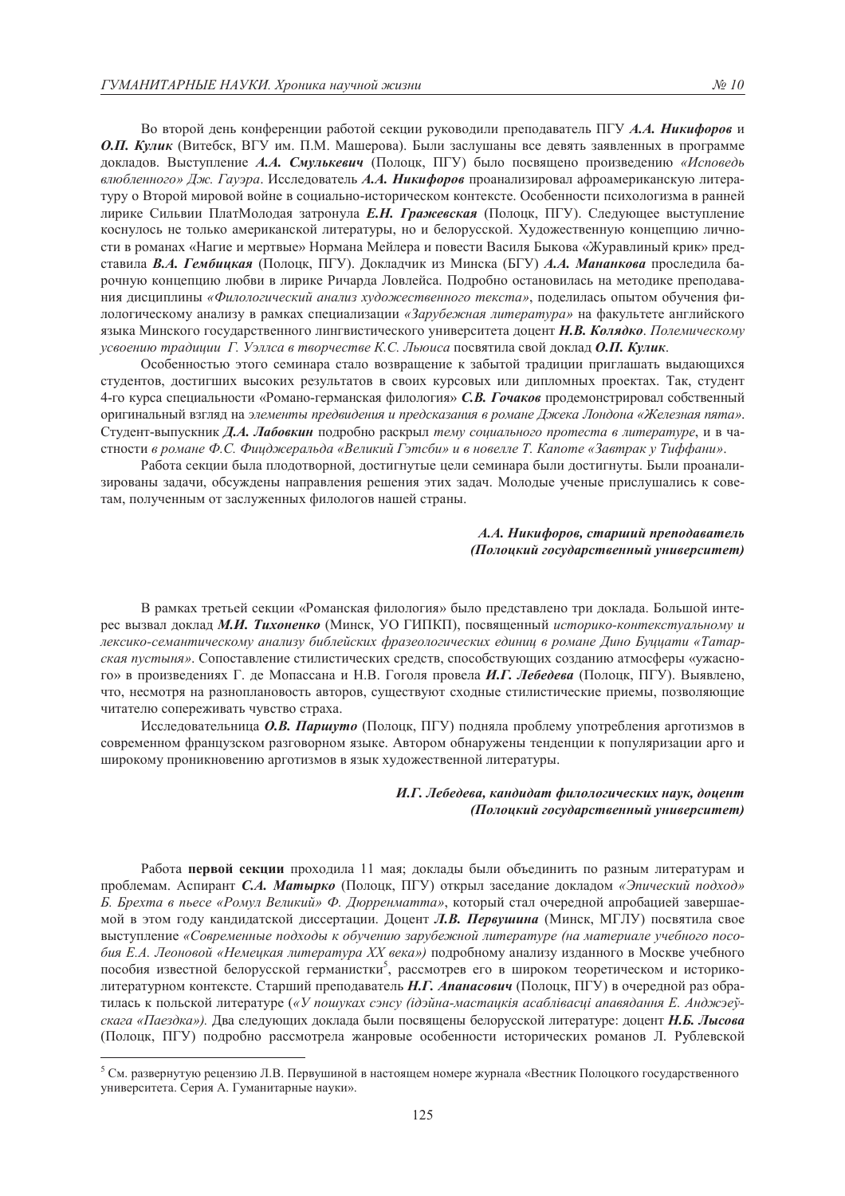Во второй день конференции работой секции руководили преподаватель ПГУ ***А.А. Никифоров*** и ***О.П. Кулик*** (Витебск, ВГУ им. П.М. Машерова). Были заслушаны все девять заявленных в программе докладов. Выступление ***А.А. Смулькевич*** (Полоцк, ПГУ) было посвящено произведению *«Исповедь влюбленного» Дж. Гауэра*. Исследователь ***А.А. Никифоров*** проанализировал афроамериканскую литературу о Второй мировой войне в социально-историческом контексте. Особенности психологизма в ранней лирике Сильвии ПлатМолодая затронула ***Е.Н. Гражевская*** (Полоцк, ПГУ). Следующее выступление коснулось не только американской литературы, но и белорусской. Художественную концепцию личности в романах «Нагие и мертвые» Нормана Мейлера и повести Василя Быкова «Журавлиный крик» представила ***В.А. Гембицкая*** (Полоцк, ПГУ). Докладчик из Минска (БГУ) ***А.А. Мананкова*** проследила барочную концепцию любви в лирике Ричарда Ловлейса. Подробно остановилась на методике преподавания дисциплины *«Филологический анализ художественного текста»*, поделилась опытом обучения филологическому анализу в рамках специализации *«Зарубежная литература»* на факультете английского языка Минского государственного лингвистического университета доцент ***Н.В. Колядко***. *Полемическому усвоению традиции Г. Уэллса в творчестве К.С. Льюиса* посвятила свой доклад ***О.П. Кулик***.

Особенностью этого семинара стало возвращение к забытой традиции приглашать выдающихся студентов, достигших высоких результатов в своих курсовых или дипломных проектах. Так, студент 4-го курса специальности «Романо-германская филология» ***С.В. Гочаков*** продемонстрировал собственный оригинальный взгляд на *элементы предвидения и предсказания в романе Джека Лондона «Железная пята»*. Студент-выпускник ***Д.А. Лабовкин*** подробно раскрыл *тему социального протеста в литературе*, и в частности *в романе Ф.С. Фицджеральда «Великий Гэтсби» и в новелле Т. Капоте «Завтрак у Тиффани»*.

Работа секции была плодотворной, достигнутые цели семинара были достигнуты. Были проанализированы задачи, обсуждены направления решения этих задач. Молодые ученые прислушались к советам, полученным от заслуженных филологов нашей страны.

***А.А. Никифоров, старший преподаватель***
***(Полоцкий государственный университет)***

В рамках третьей секции «Романская филология» было представлено три доклада. Большой интерес вызвал доклад ***М.И. Тихоненко*** (Минск, УО ГИПКП), посвященный *историко-контекстуальному и лексико-семантическому анализу библейских фразеологических единиц в романе Дино Буццати «Татарская пустыня»*. Сопоставление стилистических средств, способствующих созданию атмосферы «ужасного» в произведениях Г. де Мопассана и Н.В. Гоголя провела ***И.Г. Лебедева*** (Полоцк, ПГУ). Выявлено, что, несмотря на разноплановость авторов, существуют сходные стилистические приемы, позволяющие читателю сопереживать чувство страха.

Исследовательница ***О.В. Паршуто*** (Полоцк, ПГУ) подняла проблему употребления арготизмов в современном французском разговорном языке. Автором обнаружены тенденции к популяризации арго и широкому проникновению арготизмов в язык художественной литературы.

***И.Г. Лебедева, кандидат филологических наук, доцент***
***(Полоцкий государственный университет)***

Работа **первой секции** проходила 11 мая; доклады были объединить по разным литературам и проблемам. Аспирант ***С.А. Матырко*** (Полоцк, ПГУ) открыл заседание докладом *«Эпический подход» Б. Брехта в пьесе «Ромул Великий» Ф. Дюрренматта»*, который стал очередной апробацией завершаемой в этом году кандидатской диссертации. Доцент ***Л.В. Первушина*** (Минск, МГЛУ) посвятила свое выступление *«Современные подходы к обучению зарубежной литературе (на материале учебного пособия Е.А. Леоновой «Немецкая литература XX века»)* подробному анализу изданного в Москве учебного пособия известной белорусской германистки[5], рассмотрев его в широком теоретическом и историко-литературном контексте. Старший преподаватель ***Н.Г. Апанасович*** (Полоцк, ПГУ) в очередной раз обратилась к польской литературе (*«У пошуках сэнсу (ідэйна-мастацкія асаблівасці апавядання Е. Анджэеўскага «Паездка»).* Два следующих доклада были посвящены белорусской литературе: доцент ***Н.Б. Лысова*** (Полоцк, ПГУ) подробно рассмотрела жанровые особенности исторических романов Л. Рублевской

---

[5] См. развернутую рецензию Л.В. Первушиной в настоящем номере журнала «Вестник Полоцкого государственного университета. Серия А. Гуманитарные науки».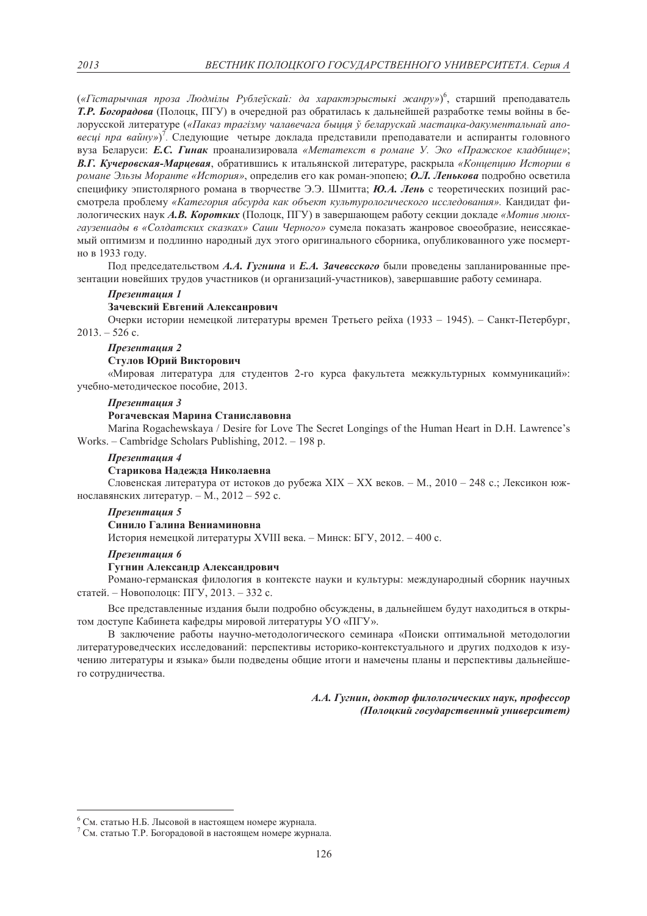(*«Гістарычная проза Людмілы Рублеўскай: да характэрыстыкі жанру»*)[6], старший преподаватель ***Т.Р. Богорадова*** (Полоцк, ПГУ) в очередной раз обратилась к дальнейшей разработке темы войны в белорусской литературе (*«Паказ трагізму чалавечага быцця ў беларускай мастацка-дакументальнай аповесці пра вайну»*)[7]. Следующие четыре доклада представили преподаватели и аспиранты головного вуза Беларуси: ***Е.С. Гинак*** проанализировала *«Метатекст в романе У. Эко «Пражское кладбище»*; ***В.Г. Кучеровская-Марцевая***, обратившись к итальянской литературе, раскрыла *«Концепцию Истории в романе Эльзы Моранте «История»*, определив его как роман-эпопею; ***О.Л. Ленькова*** подробно осветила специфику эпистолярного романа в творчестве Э.Э. Шмитта; ***Ю.А. Лень*** с теоретических позиций рассмотрела проблему *«Категория абсурда как объект культурологического исследования»*. Кандидат филологических наук ***А.В. Коротких*** (Полоцк, ПГУ) в завершающем работу секции докладе *«Мотив мюнхгаузениады в «Солдатских сказках» Саши Черного»* сумела показать жанровое своеобразие, неиссякаемый оптимизм и подлинно народный дух этого оригинального сборника, опубликованного уже посмертно в 1933 году.

Под председательством ***А.А. Гугнина*** и ***Е.А. Зачевсского*** были проведены запланированные презентации новейших трудов участников (и организаций-участников), завершавшие работу семинара.

***Презентация 1***

**Зачевский Евгений Алексанрович**

Очерки истории немецкой литературы времен Третьего рейха (1933 – 1945). – Санкт-Петербург, 2013. – 526 с.

***Презентация 2***

**Стулов Юрий Викторович**

«Мировая литература для студентов 2-го курса факультета межкультурных коммуникаций»: учебно-методическое пособие, 2013.

***Презентация 3***

**Рогачевская Марина Станиславовна**

Marina Rogachewskaya / Desire for Love The Secret Longings of the Human Heart in D.H. Lawrence's Works. – Cambridge Scholars Publishing, 2012. – 198 p.

***Презентация 4***

**Старикова Надежда Николаевна**

Словенская литература от истоков до рубежа XIX – XX веков. – М., 2010 – 248 с.; Лексикон южнославянских литератур. – М., 2012 – 592 с.

***Презентация 5***

**Синило Галина Вениаминовна**

История немецкой литературы XVIII века. – Минск: БГУ, 2012. – 400 с.

***Презентация 6***

**Гугнин Александр Александрович**

Романо-германская филология в контексте науки и культуры: международный сборник научных статей. – Новополоцк: ПГУ, 2013. – 332 с.

Все представленные издания были подробно обсуждены, в дальнейшем будут находиться в открытом доступе Кабинета кафедры мировой литературы УО «ПГУ».

В заключение работы научно-методологического семинара «Поиски оптимальной методологии литературоведческих исследований: перспективы историко-контекстуального и других подходов к изучению литературы и языка» были подведены общие итоги и намечены планы и перспективы дальнейшего сотрудничества.

***А.А. Гугнин, доктор филологических наук, профессор***
***(Полоцкий государственный университет)***

---

[6] См. статью Н.Б. Лысовой в настоящем номере журнала.
[7] См. статью Т.Р. Богорадовой в настоящем номере журнала.